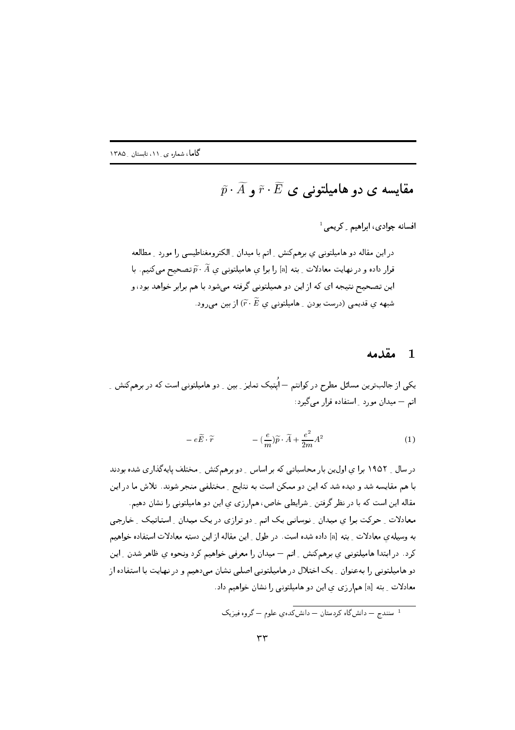# مقایسه ی دو هامیلتونی ی $\widetilde{r}\cdot\widetilde{E}$ و $\widetilde{p}\cdot\widetilde{A}$

افسانه جوادی، ابراهیم ـ کریمی[1]

در این مقاله دو هامیلتونی ی برهم‌کنش ـ اتم با میدان ـ الکترومغناطیسی را مورد ـ مطالعه قرار داده و در نهایت معادلات ـ بته [a] را برا ی هامیلتونی ی $\widetilde{p}\cdot\widetilde{A}$ تصحیح می‌کنیم. با این تصحیح نتیجه ای که از این دو همیلتونی گرفته می‌شود با هم برابر خواهد بود، و شبهه ی قدیمی (درست بودن ـ هامیلتونی ی $\widetilde{r}\cdot\widetilde{E}$) از بین می‌رود.

## 1 مقدمه

یکی از جالب‌ترین مسائل مطرح در کوانتم — اُپتیک تمایز ـ بین ـ دو هامیلتونی است که در برهم‌کنش ـ اتم — میدان مورد ـ استفاده قرار می‌گیرد:

$$-e\widetilde{E}\cdot\widetilde{r} \qquad\qquad -(\frac{e}{m})\widetilde{p}\cdot\widetilde{A}+\frac{e^2}{2m}A^2 \tag{1}$$

در سال ـ ۱۹۵۲ برا ی اولین بار محاسباتی که بر اساس ـ دو برهم‌کنش ـ مختلف پایه‌گذاری شده بودند با هم مقایسه شد و دیده شد که این دو ممکن است به نتایج ـ مختلفی منجر شوند. تلاش ما در این مقاله این است که با در نظر گرفتن ـ شرایطی خاص، هم‌ارزی ی این دو هامیلتونی را نشان دهیم.
معادلات ـ حرکت برا ی میدان ـ نوسانی یک اتم ـ دو ترازی در یک میدان ـ استاتیک ـ خارجی به وسیله‌ی معادلات ـ بته [a] داده شده است. در طول ـ این مقاله از این دسته معادلات استفاده خواهیم کرد. در ابتدا هامیلتونی ی برهم‌کنش ـ اتم — میدان را معرفی خواهیم کرد ونحوه ی ظاهر شدن ـ این دو هامیلتونی را به‌عنوان ـ یک اختلال در هامیلتونی اصلی نشان می‌دهیم و در نهایت با استفاده از معادلات ـ بته [a] هم‌ارزی ی این دو هامیلتونی را نشان خواهیم داد.

[1] سنندج — دانش‌گاه کردستان — دانش‌کده‌ی علوم — گروه فیزیک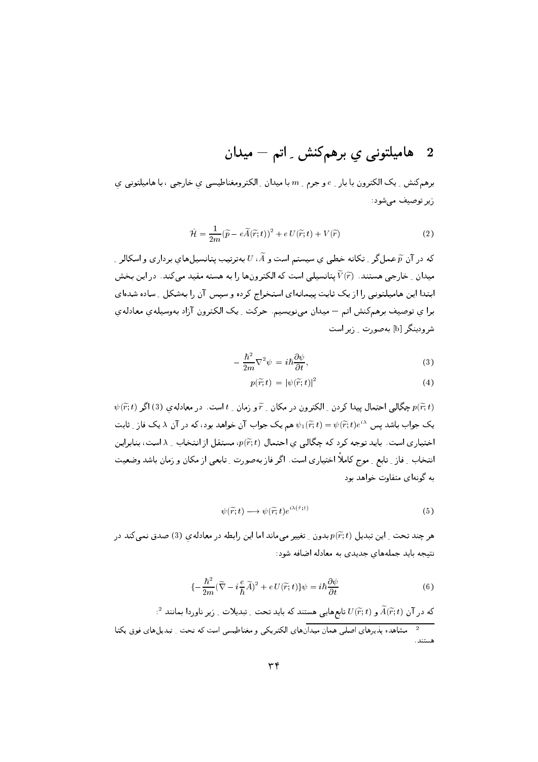## 2 هامیلتونی یِ برهم‌کنش ـ اتم — میدان

برهم‌کنش ـ یک الکترون با بار ـ $e$ و جرم ـ $m$ با میدان ـ الکترومغناطیسی یِ خارجی ، با هامیلتونی یِ زیر توصیف می‌شود:

$$\hat{\mathcal{H}} = \frac{1}{2m}(\widetilde{p} - e\widetilde{A}(\widetilde{r};t))^2 + e\,U(\widetilde{r};t) + V(\widetilde{r}) \tag{2}$$

که در آن $\widetilde{p}$ عملگر ـ تکانه خطی یِ سیستم است و $\widetilde{A}$، $U$ به‌ترتیب پتانسیل‌هایِ برداری و اسکالر ـ میدان ـ خارجی هستند. $\widetilde{V}(\widetilde{r})$ پتانسیلی است که الکترون‌ها را به هسته مقید می‌کند. در این بخش ابتدا این هامیلتونی را از یک ثابت پیمانه‌ای استخراج کرده و سپس آن را به‌شکل ـ ساده شده‌ای برا یِ توصیف برهم‌کنش اتم — میدان می‌نویسیم. حرکت ـ یک الکترون آزاد به‌وسیله‌یِ معادله‌یِ شرودینگر [b] به‌صورت ـ زیر است

$$-\frac{\hbar^2}{2m}\nabla^2\psi = i\hbar\frac{\partial\psi}{\partial t}, \tag{3}$$

$$p(\widetilde{r};t) = |\psi(\widetilde{r};t)|^2 \tag{4}$$

$p(\widetilde{r};t)$ چگالی احتمال پیدا کردن ـ الکترون در مکان ـ $\widetilde{r}$ و زمان ـ $t$ است. در معادله‌یِ (3) اگر $\psi(\widetilde{r};t)$ یک جواب باشد پس $\psi_1(\widetilde{r};t) = \psi(\widetilde{r};t)e^{i\lambda}$ هم یک جواب آن خواهد بود، که در آن $\lambda$ یک فاز ـ ثابت اختیاری است. باید توجه کرد که چگالی یِ احتمال $p(\widetilde{r};t)$، مستقل از انتخاب ـ $\lambda$ است، بنابراین انتخاب ـ فاز ـ تابع ـ موج کاملاً اختیاری است. اگر فاز به‌صورت ـ تابعی از مکان و زمان باشد وضعیت به گونه‌ای متفاوت خواهد بود

$$\psi(\widetilde{r};t) \longrightarrow \psi(\widetilde{r};t)e^{i\lambda(\widetilde{r};t)} \tag{5}$$

هر چند تحت ـ این تبدیل $p(\widetilde{r};t)$ بدون ـ تغییر می‌ماند اما این رابطه در معادله‌یِ (3) صدق نمی‌کند در نتیجه باید جمله‌هایِ جدیدی به معادله اضافه شود:

$$\{-\frac{\hbar^2}{2m}(\widetilde{\nabla} - i\frac{e}{\hbar}\widetilde{A})^2 + e\,U(\widetilde{r};t)\}\psi = i\hbar\frac{\partial\psi}{\partial t} \tag{6}$$

که در آن $\widetilde{A}(\widetilde{r};t)$ و $U(\widetilde{r};t)$ تابع‌هایی هستند که باید تحت ـ تبدیلات ـ زیر ناوردا بمانند [2]:

[2] مشاهده پذیرهایِ اصلی همان میدان‌هایِ الکتریکی و مغناطیسی است که تحت ـ تبدیل‌هایِ فوق یکتا هستند.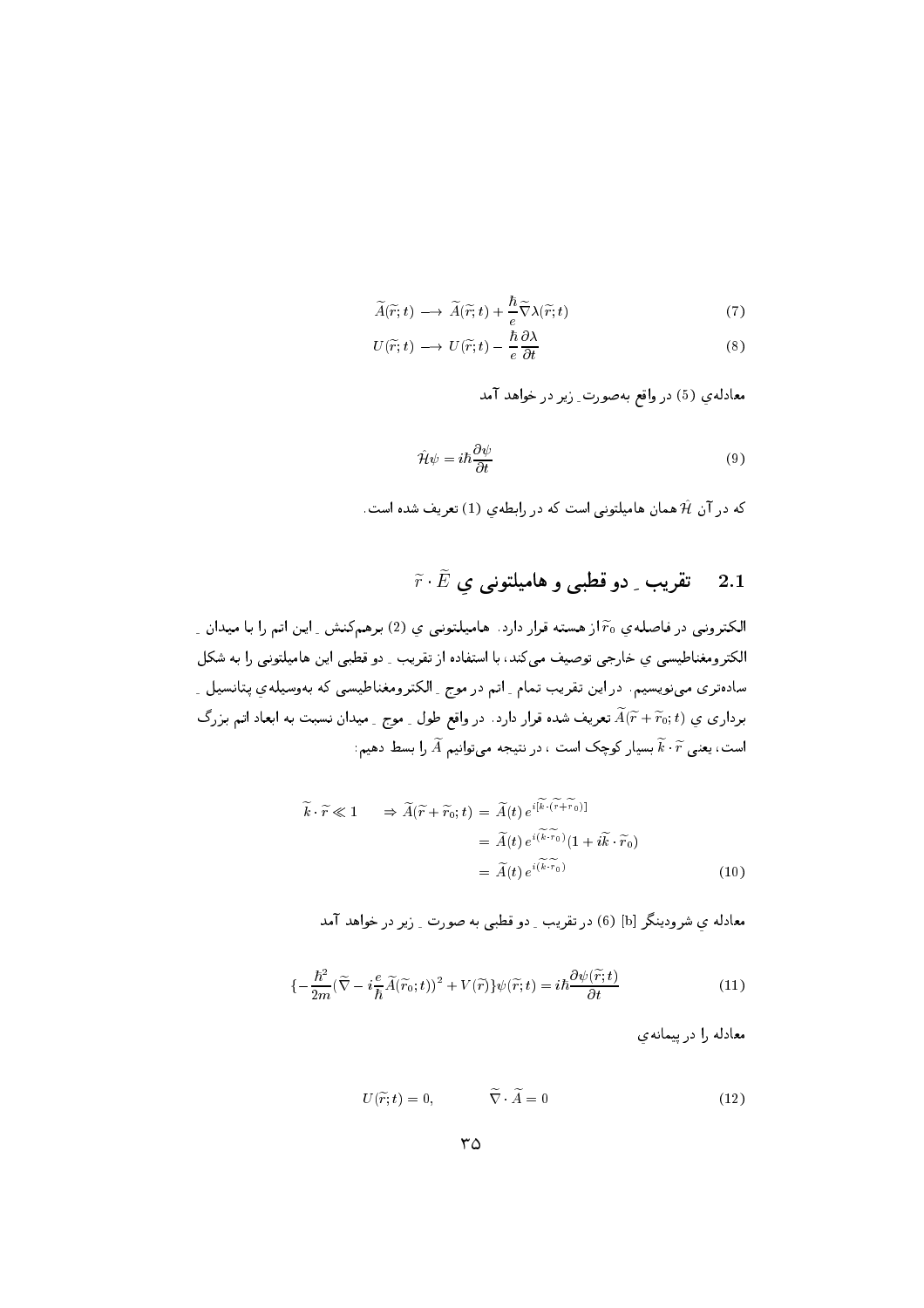$$\widetilde{A}(\widetilde{r};t) \longrightarrow \widetilde{A}(\widetilde{r};t) + \frac{\hbar}{e}\widetilde{\nabla}\lambda(\widetilde{r};t) \tag{7}$$

$$U(\widetilde{r};t) \longrightarrow U(\widetilde{r};t) - \frac{\hbar}{e}\frac{\partial\lambda}{\partial t} \tag{8}$$

معادله‌ی (5) در واقع به‌صورت ِ زیر در خواهد آمد

$$\hat{\mathcal{H}}\psi = i\hbar\frac{\partial\psi}{\partial t} \tag{9}$$

که در آن $\hat{\mathcal{H}}$ همان هامیلتونی است که در رابطه‌ی (1) تعریف شده است.

## 2.1 تقریب ِ دو قطبی و هامیلتونی یِ $\widetilde{r}\cdot\widetilde{E}$

الکترونی در فاصله‌ی $\widetilde{r}_0$ از هسته قرار دارد. هامیلتونی یِ (2) برهم‌کنش ِ این اتم را با میدان ِ الکترومغناطیسی یِ خارجی توصیف می‌کند، با استفاده از تقریب ِ دو قطبی این هامیلتونی را به شکل ساده‌تری می‌نویسیم. در این تقریب تمام ِ اتم در موج ِ الکترومغناطیسی که به‌وسیله‌ی پتانسیل ِ برداری یِ $\widetilde{A}(\widetilde{r}+\widetilde{r}_0;t)$ تعریف شده قرار دارد. در واقع طول ِ موج ِ میدان نسبت به ابعاد اتم بزرگ است، یعنی $\widetilde{k}\cdot\widetilde{r}$ بسیار کوچک است ، در نتیجه می‌توانیم $\widetilde{A}$ را بسط دهیم:

$$\begin{aligned}
\widetilde{k}\cdot\widetilde{r} \ll 1 \qquad \Rightarrow \widetilde{A}(\widetilde{r}+\widetilde{r}_0;t) &= \widetilde{A}(t)\, e^{i[\widetilde{k}\cdot(\widetilde{r}+\widetilde{r}_0)]} \\
&= \widetilde{A}(t)\, e^{i(\widetilde{k}\cdot\widetilde{r}_0)}(1+i\widetilde{k}\cdot\widetilde{r}_0) \\
&= \widetilde{A}(t)\, e^{i(\widetilde{k}\cdot\widetilde{r}_0)}
\end{aligned} \tag{10}$$

معادله یِ شرودینگر [b] (6) در تقریب ِ دو قطبی به صورت ِ زیر در خواهد آمد

$$\{-\frac{\hbar^2}{2m}(\widetilde{\nabla} - i\frac{e}{\hbar}\widetilde{A}(\widetilde{r}_0;t))^2 + V(\widetilde{r})\}\psi(\widetilde{r};t) = i\hbar\frac{\partial\psi(\widetilde{r};t)}{\partial t} \tag{11}$$

معادله را در پیمانه‌ی

$$U(\widetilde{r};t) = 0, \qquad \widetilde{\nabla}\cdot\widetilde{A} = 0 \tag{12}$$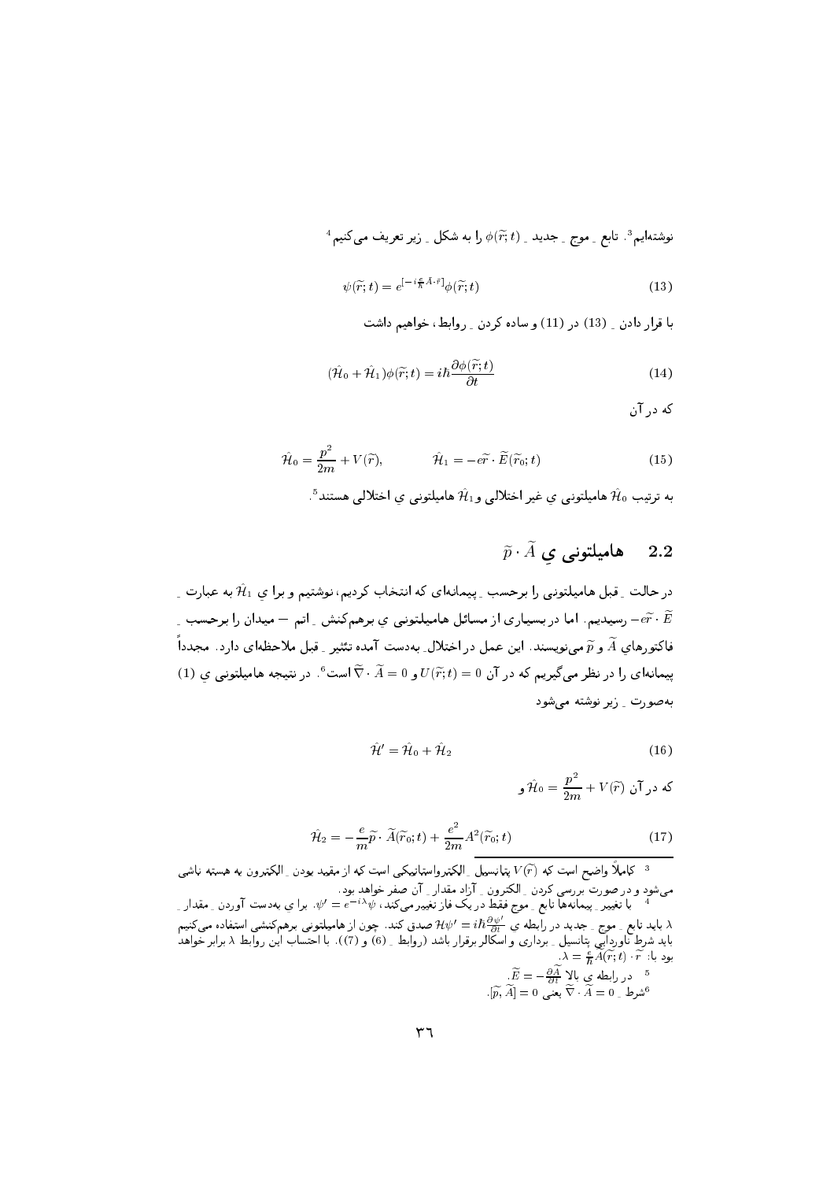نوشته‌ایم[3]. تابع ِ موج ِ جدید ِ $\phi(\tilde{r};t)$ را به شکل ِ زیر تعریف می‌کنیم[4]

$$\psi(\tilde{r};t) = e^{[-i\frac{e}{\hbar}\tilde{A}\cdot\tilde{r}]}\phi(\tilde{r};t) \tag{13}$$

با قرار دادن ِ (13) در (11) و ساده کردن ِ روابط، خواهیم داشت

$$(\hat{\mathcal{H}}_0 + \hat{\mathcal{H}}_1)\phi(\tilde{r};t) = i\hbar\frac{\partial\phi(\tilde{r};t)}{\partial t} \tag{14}$$

که در آن

$$\hat{\mathcal{H}}_0 = \frac{p^2}{2m} + V(\tilde{r}), \qquad \hat{\mathcal{H}}_1 = -e\tilde{r}\cdot\tilde{E}(\tilde{r}_0;t) \tag{15}$$

به ترتیب $\hat{\mathcal{H}}_0$ هامیلتونی ی غیر اختلالی و $\hat{\mathcal{H}}_1$ هامیلتونی ی اختلالی هستند[5].

## 2.2 هامیلتونی یِ $\tilde{p}\cdot\tilde{A}$

در حالت ِ قبل هامیلتونی را برحسب ِ پیمانه‌ای که انتخاب کردیم، نوشتیم و برا ی $\hat{\mathcal{H}}_1$ به عبارت ِ $-e\tilde{r}\cdot\tilde{E}$ رسیدیم. اما در بسیاری از مسائل هامیلتونی ی برهم‌کنش ِ اتم – میدان را برحسب ِ فاکتورهای $\tilde{A}$ و $\tilde{p}$ می‌نویسند. این عمل در اختلال ِ به‌دست آمده تئثیر ِ قبل ملاحظه‌ای دارد. مجدداً پیمانه‌ای را در نظر می‌گیریم که در آن $U(\tilde{r};t) = 0$ و $\tilde{\nabla}\cdot\tilde{A} = 0$ است[6]. در نتیجه هامیلتونی ی (1) به‌صورت ِ زیر نوشته می‌شود

$$\hat{\mathcal{H}}' = \hat{\mathcal{H}}_0 + \hat{\mathcal{H}}_2 \tag{16}$$

که در آن $\hat{\mathcal{H}}_0 = \frac{p^2}{2m} + V(\tilde{r})$ و

$$\hat{\mathcal{H}}_2 = -\frac{e}{m}\tilde{p}\cdot\tilde{A}(\tilde{r}_0;t) + \frac{e^2}{2m}A^2(\tilde{r}_0;t) \tag{17}$$

---

[3] کاملاً واضح است که $V(\tilde{r})$ پتانسیل ِ الکترواستاتیکی است که از مقید بودن ِ الکترون به هسته ناشی می‌شود و در صورت بررسی کردن ِ الکترون ِ آزاد مقدار ِ آن صفر خواهد بود.

[4] با تغییر ِ پیمانه‌ها تابع ِ موج فقط در یک فاز تغییر می‌کند، $\psi' = e^{-i\lambda}\psi$. برا ی به‌دست آوردن ِ مقدار ِ $\lambda$ باید تابع ِ موج ِ جدید در رابطه ی $\mathcal{H}\psi' = i\hbar\frac{\partial\psi'}{\partial t}$ صدق کند. چون از هامیلتونی برهم‌کنشی استفاده می‌کنیم باید شرط ناوردایی پتانسیل ِ برداری و اسکالر برقرار باشد (روابط ِ (6) و (7)). با احتساب این روابط $\lambda$ برابر خواهد بود با: $\lambda = \frac{e}{\hbar}\tilde{A}(\tilde{r};t)\cdot\tilde{r}$.

[5] در رابطه ی بالا $\tilde{E} = -\frac{\partial\tilde{A}}{\partial t}$.

[6] شرط ِ $\tilde{\nabla}\cdot\tilde{A} = 0$ یعنی $[\tilde{p},\tilde{A}] = 0$.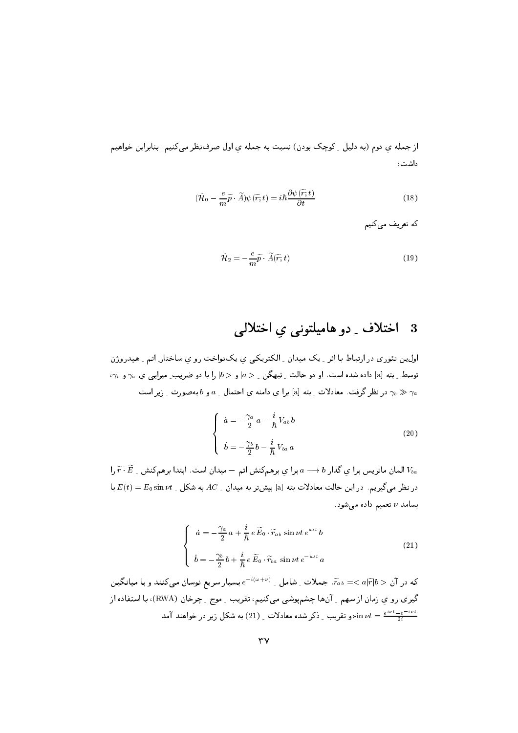از جمله ی دوم (به دلیل ِ کوچک بودن) نسبت به جمله ی اول صرف‌نظر می‌کنیم. بنابراین خواهیم داشت:

$$(\hat{\mathcal{H}}_0 - \frac{e}{m}\widetilde{p}\cdot\widetilde{A})\psi(\widetilde{r};t) = i\hbar\frac{\partial\psi(\widetilde{r};t)}{\partial t} \tag{18}$$

که تعریف می‌کنیم

$$\hat{\mathcal{H}}_2 = -\frac{e}{m}\widetilde{p}\cdot\widetilde{A}(\widetilde{r};t) \tag{19}$$

## 3 اختلاف ِ دو هامیلتونی یِ اختلالی

اولین تئوری در ارتباط با اثر ِ یک میدان ِ الکتریکی ی یک‌نواخت رو ی ساختار ِ اتم ِ هیدروژن توسط ِ بته [a] داده شده است. او دو حالت ِ تبهگن ِ $|a>$ و $|b>$ را با دو ضریب ِ میرایی ی $\gamma_a$ و $\gamma_b$، $\gamma_a \gg \gamma_b$ در نظر گرفت. معادلات ِ بته [a] برا ی دامنه ی احتمال ِ $a$ و $b$ به‌صورت ِ زیر است

$$\begin{cases} \dot{a} = -\dfrac{\gamma_a}{2}\,a - \dfrac{i}{\hbar}\,V_{ab}\,b \\[2mm] \dot{b} = -\dfrac{\gamma_b}{2}\,b - \dfrac{i}{\hbar}\,V_{ba}\,a \end{cases} \tag{20}$$

$V_{ba}$ المان ماتریس برا ی گذار $b \longrightarrow a$ برا یِ برهم‌کنش اتم – میدان است. ابتدا برهم‌کنش ِ $\widetilde{r}\cdot\widetilde{E}$ را در نظر می‌گیریم. در این حالت معادلات بته [a] بیش‌تر به میدان ِ $AC$ به شکل ِ $E(t) = E_0\sin\nu t$ با بسامد $\nu$ تعمیم داده می‌شود.

$$\begin{cases} \dot{a} = -\dfrac{\gamma_a}{2}a + \dfrac{i}{\hbar}\,e\,\widetilde{E}_0\cdot\widetilde{r}_{ab}\,\sin\nu t\,e^{i\omega t}\,b \\[2mm] \dot{b} = -\dfrac{\gamma_b}{2}\,b + \dfrac{i}{\hbar}\,e\,\widetilde{E}_0\cdot\widetilde{r}_{ba}\,\sin\nu t\,e^{-i\omega t}\,a \end{cases} \tag{21}$$

که در آن $\widetilde{r}_{ab} = < a|\widetilde{r}|b >$. جملات ِ شامل ِ $e^{-i(\omega+\nu)}$ بسیار سریع نوسان می‌کنند و با میانگین گیری رو یِ زمان از سهم ِ آن‌ها چشم‌پوشی می‌کنیم، تقریب ِ موج ِ چرخان (RWA)، با استفاده از $\sin\nu t = \frac{e^{i\nu t} - e^{-i\nu t}}{2i}$ و تقریب ِ ذکر شده معادلات ِ (21) به شکل زیر در خواهند آمد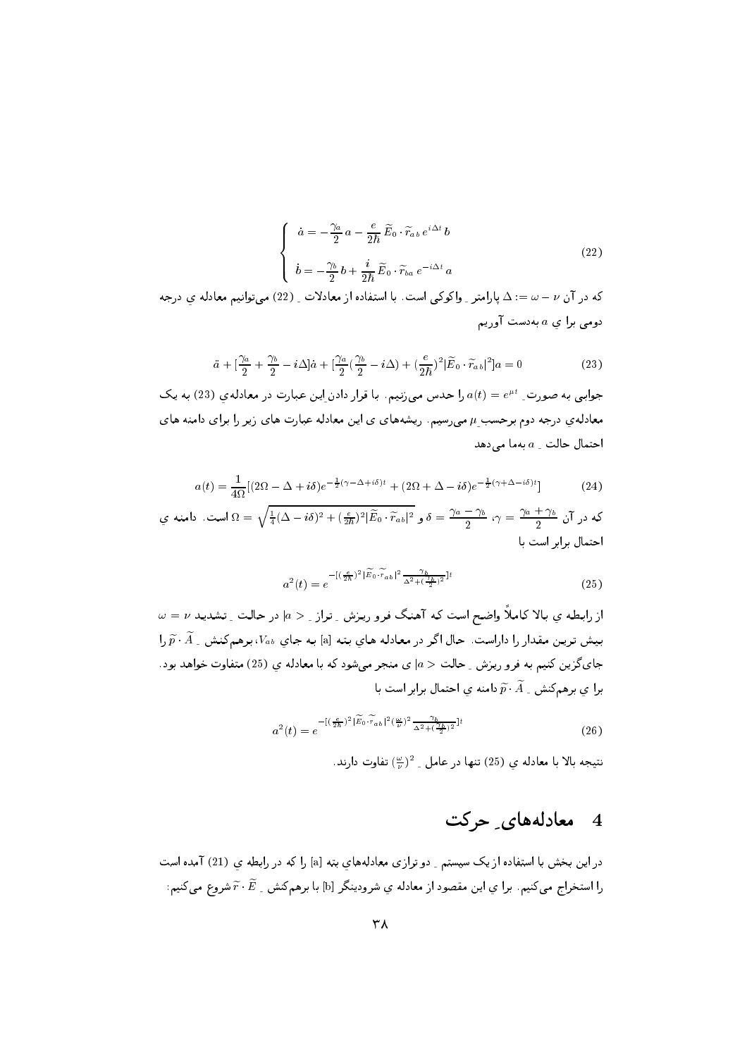$$
\begin{cases}
\dot{a} = -\frac{\gamma_a}{2}\, a - \frac{e}{2\hbar}\, \widetilde{E}_0 \cdot \widetilde{r}_{ab}\, e^{i\Delta t}\, b \\
\\
\dot{b} = -\frac{\gamma_b}{2}\, b + \frac{i}{2\hbar}\, \widetilde{E}_0 \cdot \widetilde{r}_{ba}\, e^{-i\Delta t}\, a
\end{cases}
\tag{22}
$$

که در آن $\Delta := \omega - \nu$ پارامترِ واکوکی است. با استفاده از معادلاتِ (22) می‌توانیم معادله ی درجه دومی برا ی $a$ به‌دست آوریم

$$
\ddot{a} + [\frac{\gamma_a}{2} + \frac{\gamma_b}{2} - i\Delta]\dot{a} + [\frac{\gamma_a}{2}(\frac{\gamma_b}{2} - i\Delta) + (\frac{e}{2\hbar})^2 |\widetilde{E}_0 \cdot \widetilde{r}_{ab}|^2] a = 0 \tag{23}
$$

جوابی به صورتِ $a(t) = e^{\mu t}$ را حدس می‌زنیم. با قرار دادن این عبارت در معادله‌ی (23) به یک معادله‌ی درجه دوم برحسبِ $\mu$ می‌رسیم. ریشه‌های ی این معادله عبارت های زیر را برای دامنه های احتمال حالتِ $a$ به‌ما می‌دهد

$$
a(t) = \frac{1}{4\Omega}[(2\Omega - \Delta + i\delta)e^{-\frac{1}{2}(\gamma - \Delta + i\delta)t} + (2\Omega + \Delta - i\delta)e^{-\frac{1}{2}(\gamma + \Delta - i\delta)t}] \tag{24}
$$

که در آن $\gamma = \frac{\gamma_a + \gamma_b}{2}$، $\delta = \frac{\gamma_a - \gamma_b}{2}$ و $\Omega = \sqrt{\frac{1}{4}(\Delta - i\delta)^2 + (\frac{e}{2\hbar})^2 |\widetilde{E}_0 \cdot \widetilde{r}_{ab}|^2}$ است. دامنه ی احتمال برابر است با

$$
a^2(t) = e^{-[(\frac{e}{2\hbar})^2 |\widetilde{E}_0 \cdot \widetilde{r}_{ab}|^2 \frac{\gamma_b}{\Delta^2 + (\frac{\gamma_b}{2})^2}]t} \tag{25}
$$

از رابطه ی بالا کاملاً واضح است که آهنگ فرو ریزش ِ تراز ِ $|a>$ در حالت ِ تشدید $\omega = \nu$ بیش ترین مقدار را داراست. حال اگر در معادله های بته [a] به جای $V_{ab}$، برهم‌کنش ِ $\widetilde{p} \cdot \widetilde{A}$ را جای‌گزین کنیم به فرو ریزش ِ حالت $|a>$ ی منجر می‌شود که با معادله ی (25) متفاوت خواهد بود. برا ی برهم‌کنش ِ $\widetilde{p} \cdot \widetilde{A}$ دامنه ی احتمال برابر است با

$$
a^2(t) = e^{-[(\frac{e}{2\hbar})^2 |\widetilde{E}_0 \cdot \widetilde{r}_{ab}|^2 (\frac{\omega}{\nu})^2 \frac{\gamma_b}{\Delta^2 + (\frac{\gamma_b}{2})^2}]t} \tag{26}
$$

نتیجه بالا با معادله ی (25) تنها در عامل ِ $(\frac{\omega}{\nu})^2$ تفاوت دارند.

# 4 معادله‌های ِ حرکت

در این بخش با استفاده از یک سیستم ِ دو ترازی معادله‌های بته [a] را که در رابطه ی (21) آمده است را استخراج می‌کنیم. برا ی این مقصود از معادله ی شرودینگر [b] با برهم‌کنش ِ $\widetilde{r} \cdot \widetilde{E}$ شروع می‌کنیم: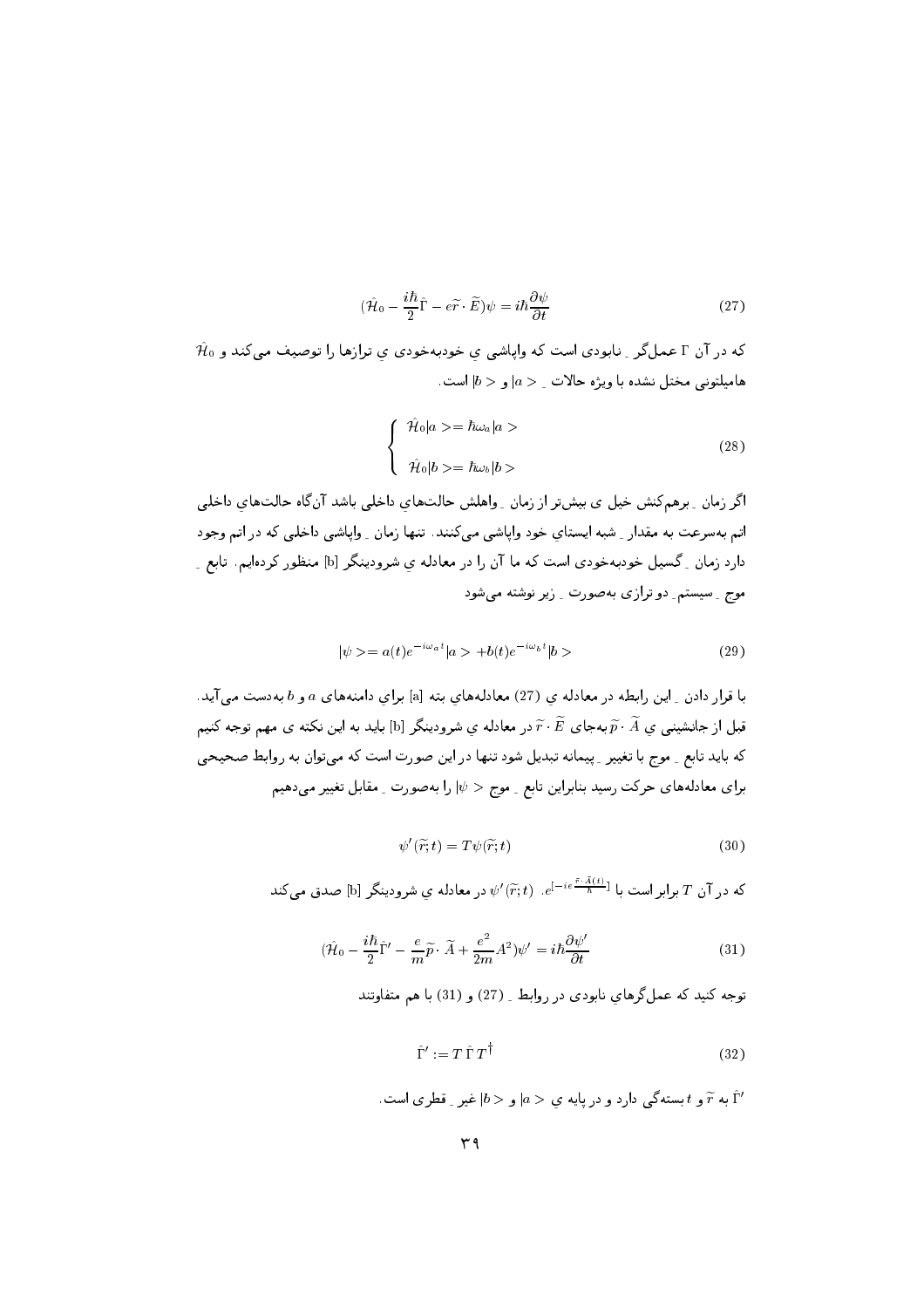$$(\hat{\mathcal{H}}_0 - \frac{i\hbar}{2}\hat{\Gamma} - e\widetilde{r}\cdot\widetilde{E})\psi = i\hbar\frac{\partial\psi}{\partial t} \tag{27}$$

که در آن $\Gamma$ عملگر ِ نابودی است که واپاشی ي خودبه‌خودی ي ترازها را توصیف می‌کند و $\hat{\mathcal{H}}_0$ هامیلتونی مختل نشده با ویژه حالات ِ $|a>$ و $|b>$ است.

$$\begin{cases} \hat{\mathcal{H}}_0|a> = \hbar\omega_a|a> \\ \hat{\mathcal{H}}_0|b> = \hbar\omega_b|b> \end{cases} \tag{28}$$

اگر زمان ِ برهم‌کنش خیل ی بیش‌تر از زمان ِ واهلش حالت‌هاي داخلی باشد آن‌گاه حالت‌هاي داخلی اتم به‌سرعت به مقدار ِ شبه ایستاي خود واپاشی می‌کنند. تنها زمان ِ واپاشی داخلی که در اتم وجود دارد زمان ِ گسیل خودبه‌خودی است که ما آن را در معادله ي شرودینگر [b] منظور کرده‌ایم. تابع ِ موج ِ سیستم ِ دو ترازی به‌صورت ِ زیر نوشته می‌شود

$$|\psi> = a(t)e^{-i\omega_a t}|a> + b(t)e^{-i\omega_b t}|b> \tag{29}$$

با قرار دادن ِ این رابطه در معادله ي (27) معادله‌هاي بته [a] براي دامنه‌هاي $a$ و $b$ به‌دست می‌آید. قبل از جانشینی ي $\widetilde{p}\cdot\widetilde{A}$ به‌جاي $\widetilde{r}\cdot\widetilde{E}$ در معادله ي شرودینگر [b] باید به این نکته ی مهم توجه کنیم که باید تابع ِ موج با تغییر ِ پیمانه تبدیل شود تنها در این صورت است که می‌توان به روابط صحیحی براي معادله‌هاي حرکت رسید بنابراین تابع ِ موج $|\psi>$ را به‌صورت ِ مقابل تغییر می‌دهیم

$$\psi'(\widetilde{r};t) = T\psi(\widetilde{r};t) \tag{30}$$

که در آن $T$ برابر است با $e^{[-ie\frac{\widetilde{r}\cdot\widetilde{A}(t)}{\hbar}]}$. $\psi'(\widetilde{r};t)$ در معادله ي شرودینگر [b] صدق می‌کند

$$(\hat{\mathcal{H}}_0 - \frac{i\hbar}{2}\hat{\Gamma}' - \frac{e}{m}\widetilde{p}\cdot\widetilde{A} + \frac{e^2}{2m}A^2)\psi' = i\hbar\frac{\partial\psi'}{\partial t} \tag{31}$$

توجه کنید که عملگرهاي نابودی در روابط ِ (27) و (31) با هم متفاوتند

$$\hat{\Gamma}' := T\,\hat{\Gamma}\,T^{\dagger} \tag{32}$$

$\hat{\Gamma}'$ به $\widetilde{r}$ و $t$ بسته‌گی دارد و در پایه ي $|a>$ و $|b>$ غیر ِ قطری است.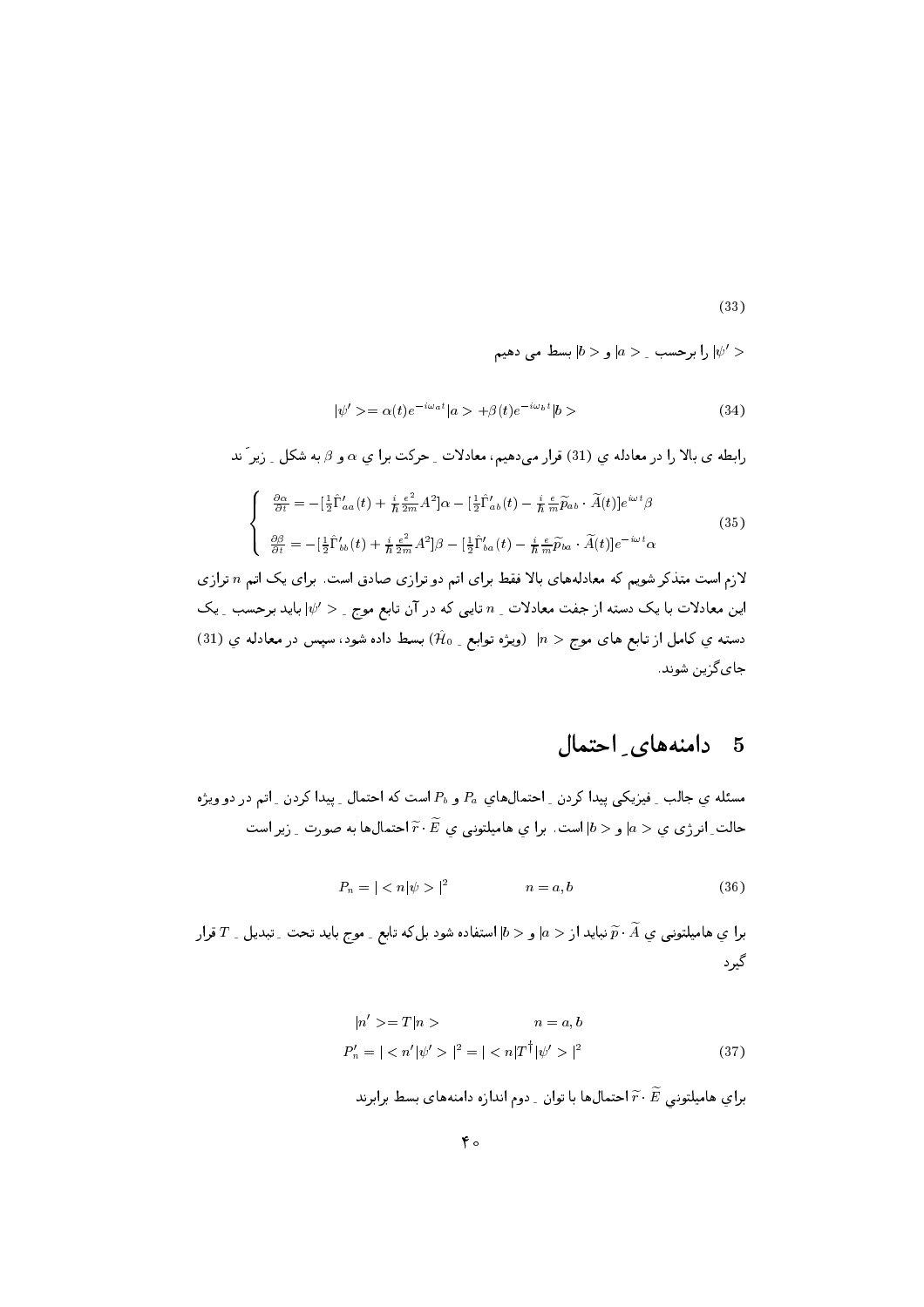$$(33)$$

$|\psi'>$ را برحسب ـ $|a>$ و $|b>$ بسط می دهیم

$$|\psi'>=\alpha(t)e^{-i\omega_a t}|a>+\beta(t)e^{-i\omega_b t}|b> \tag{34}$$

رابطه ی بالا را در معادله ي (31) قرار می‌دهیم، معادلات ـ حرکت برا ي $\alpha$ و $\beta$ به شکل ـ زیر اَند

$$\begin{cases} \frac{\partial\alpha}{\partial t}=-[\frac{1}{2}\hat{\Gamma}'_{aa}(t)+\frac{i}{\hbar}\frac{e^2}{2m}A^2]\alpha-[\frac{1}{2}\hat{\Gamma}'_{ab}(t)-\frac{i}{\hbar}\frac{e}{m}\widetilde{p}_{ab}\cdot\widetilde{A}(t)]e^{i\omega t}\beta \\ \frac{\partial\beta}{\partial t}=-[\frac{1}{2}\hat{\Gamma}'_{bb}(t)+\frac{i}{\hbar}\frac{e^2}{2m}A^2]\beta-[\frac{1}{2}\hat{\Gamma}'_{ba}(t)-\frac{i}{\hbar}\frac{e}{m}\widetilde{p}_{ba}\cdot\widetilde{A}(t)]e^{-i\omega t}\alpha \end{cases} \tag{35}$$

لازم است متذکر شویم که معادله‌های بالا فقط برای اتم دو ترازی صادق است. برای یک اتم $n$ ترازی این معادلات با یک دسته از جفت معادلات ـ $n$ تایی که در آن تابع موج ـ $|\psi'>$ باید برحسب ـ یک دسته ي کامل از تابع های موج $|n>$ (ویژه توابع ـ $\hat{\mathcal{H}}_0$) بسط داده شود، سپس در معادله ي (31) جای‌گزین شوند.

## 5 دامنه‌های ـ احتمال

مسئله ي جالب ـ فیزیکی پیدا کردن ـ احتمال‌هاي $P_a$ و $P_b$ است که احتمال ـ پیدا کردن ـ اتم در دو ویژه حالت ـ انرژی ي $|a>$ و $|b>$ است. برا ي هامیلتونی ي $\widetilde{r}\cdot\widetilde{E}$ احتمال‌ها به صورت ـ زیر است

$$P_n=|<n|\psi>|^2 \qquad\qquad n=a,b \tag{36}$$

برا ي هامیلتونی ي $\widetilde{p}\cdot\widetilde{A}$ نباید از $|a>$ و $|b>$ استفاده شود بل‌که تابع ـ موج باید تحت ـ تبدیل ـ $T$ قرار گیرد

$$|n'>=T|n> \qquad\qquad n=a,b$$
$$P'_n=|<n'|\psi'>|^2=|<n|T^{\dagger}|\psi'>|^2 \tag{37}$$

براي هامیلتوني $\widetilde{r}\cdot\widetilde{E}$ احتمال‌ها با توان ـ دوم اندازه دامنه‌های بسط برابرند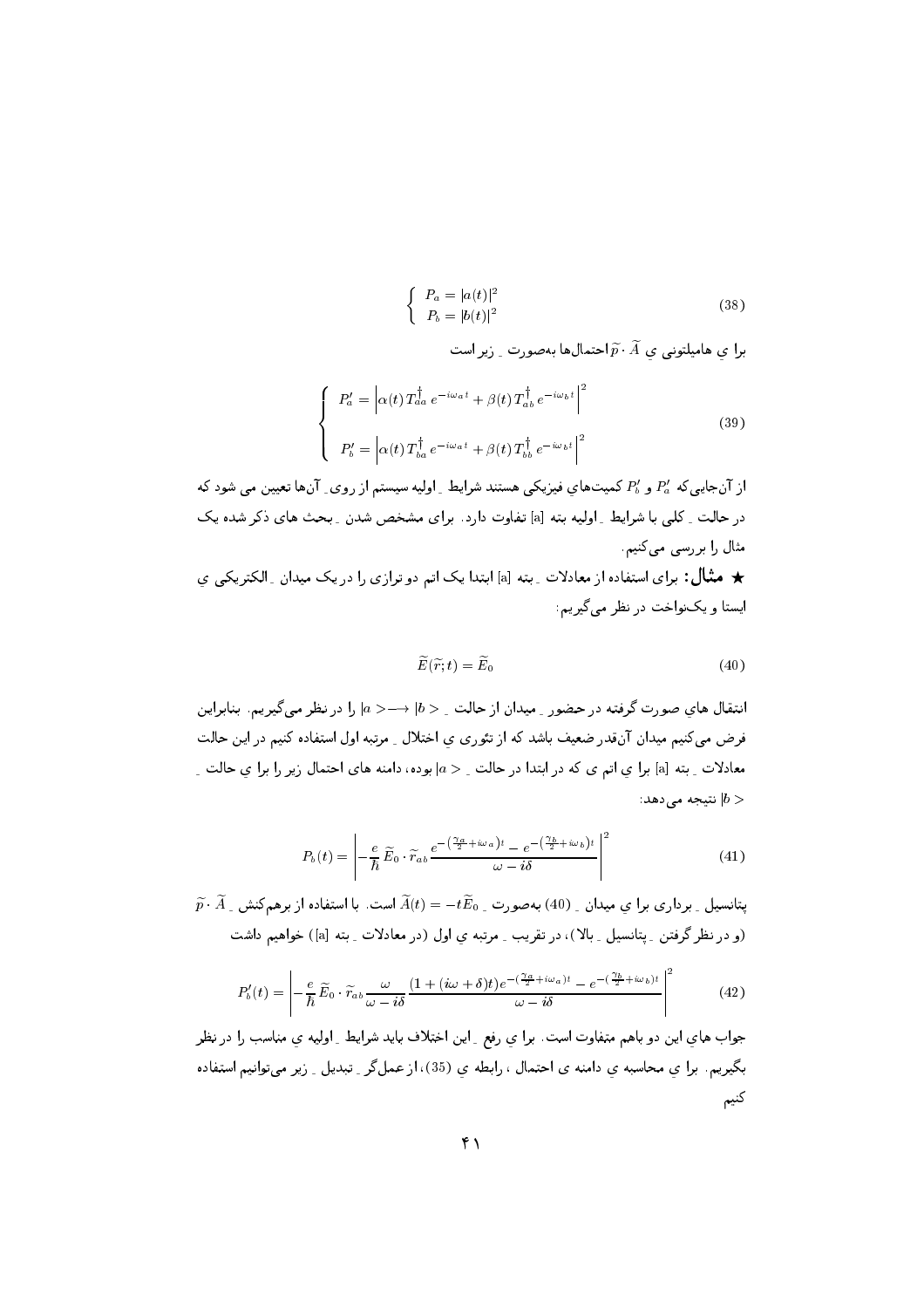$$\begin{cases} P_a = |a(t)|^2 \\ P_b = |b(t)|^2 \end{cases} \tag{38}$$

برا ي هاميلتوني ي $\widetilde{p}\cdot\widetilde{A}$ احتمال‌ها به‌صورت ِ زير است

$$\begin{cases} P'_a = \left|\alpha(t)\, T^{\dagger}_{aa}\, e^{-i\omega_a t} + \beta(t)\, T^{\dagger}_{ab}\, e^{-i\omega_b t}\right|^2 \\[2ex] P'_b = \left|\alpha(t)\, T^{\dagger}_{ba}\, e^{-i\omega_a t} + \beta(t)\, T^{\dagger}_{bb}\, e^{-i\omega_b t}\right|^2 \end{cases} \tag{39}$$

از آن‌جايي‌که $P'_a$ و $P'_b$ کميت‌هاي فيزيکي هستند شرايط ِ اوليه سيستم از روی ِ آن‌ها تعيين می شود که در حالت ِ کلی با شرايط ِ اوليه بته [a] تفاوت دارد. برای مشخص شدن ِ بحث های ذکر شده يک مثال را بررسی می‌کنيم.

★ **مثال:** برای استفاده از معادلات ِ بته [a] ابتدا يک اتم دو ترازی را در يک ميدان ِ الکتريکی ي ايستا و يک‌نواخت در نظر می‌گيريم:

$$\widetilde{E}(\widetilde{r};t) = \widetilde{E}_0 \tag{40}$$

انتقال هاي صورت گرفته در حضور ِ ميدان از حالت ِ $|a>\longrightarrow|b>$ را در نظر می‌گيريم. بنابراين فرض می‌کنيم ميدان آن‌قدر ضعيف باشد که از تئوری ي اختلال ِ مرتبه اول استفاده کنيم در اين حالت معادلات ِ بته [a] برا ي اتم ی که در ابتدا در حالت ِ $|a>$ بوده، دامنه های احتمال زير را برا ي حالت ِ $|b>$ نتيجه می‌دهد:

$$P_b(t) = \left| -\frac{e}{\hbar}\,\widetilde{E}_0\cdot\widetilde{r}_{ab}\,\frac{e^{-\left(\frac{\gamma_a}{2}+i\omega_a\right)t} - e^{-\left(\frac{\gamma_b}{2}+i\omega_b\right)t}}{\omega - i\delta} \right|^2 \tag{41}$$

پتانسيل ِ برداری برا ي ميدان ِ (40) به‌صورت ِ $\widetilde{A}(t) = -t\widetilde{E}_0$ است. با استفاده از برهم‌کنش ِ $\widetilde{p}\cdot\widetilde{A}$ (و در نظر گرفتن ِ پتانسيل ِ بالا)، در تقريب ِ مرتبه ي اول (در معادلات ِ بته [a]) خواهيم داشت

$$P'_b(t) = \left| -\frac{e}{\hbar}\,\widetilde{E}_0\cdot\widetilde{r}_{ab}\,\frac{\omega}{\omega - i\delta}\,\frac{(1+(i\omega+\delta)t)e^{-\left(\frac{\gamma_a}{2}+i\omega_a\right)t} - e^{-\left(\frac{\gamma_b}{2}+i\omega_b\right)t}}{\omega - i\delta} \right|^2 \tag{42}$$

جواب هاي اين دو باهم متفاوت است. برا ي رفع ِ اين اختلاف بايد شرايط ِ اوليه ي مناسب را در نظر بگيريم. برا ي محاسبه ي دامنه ی احتمال ، رابطه ي (35)، از عملگر ِ تبديل ِ زير می‌توانيم استفاده کنيم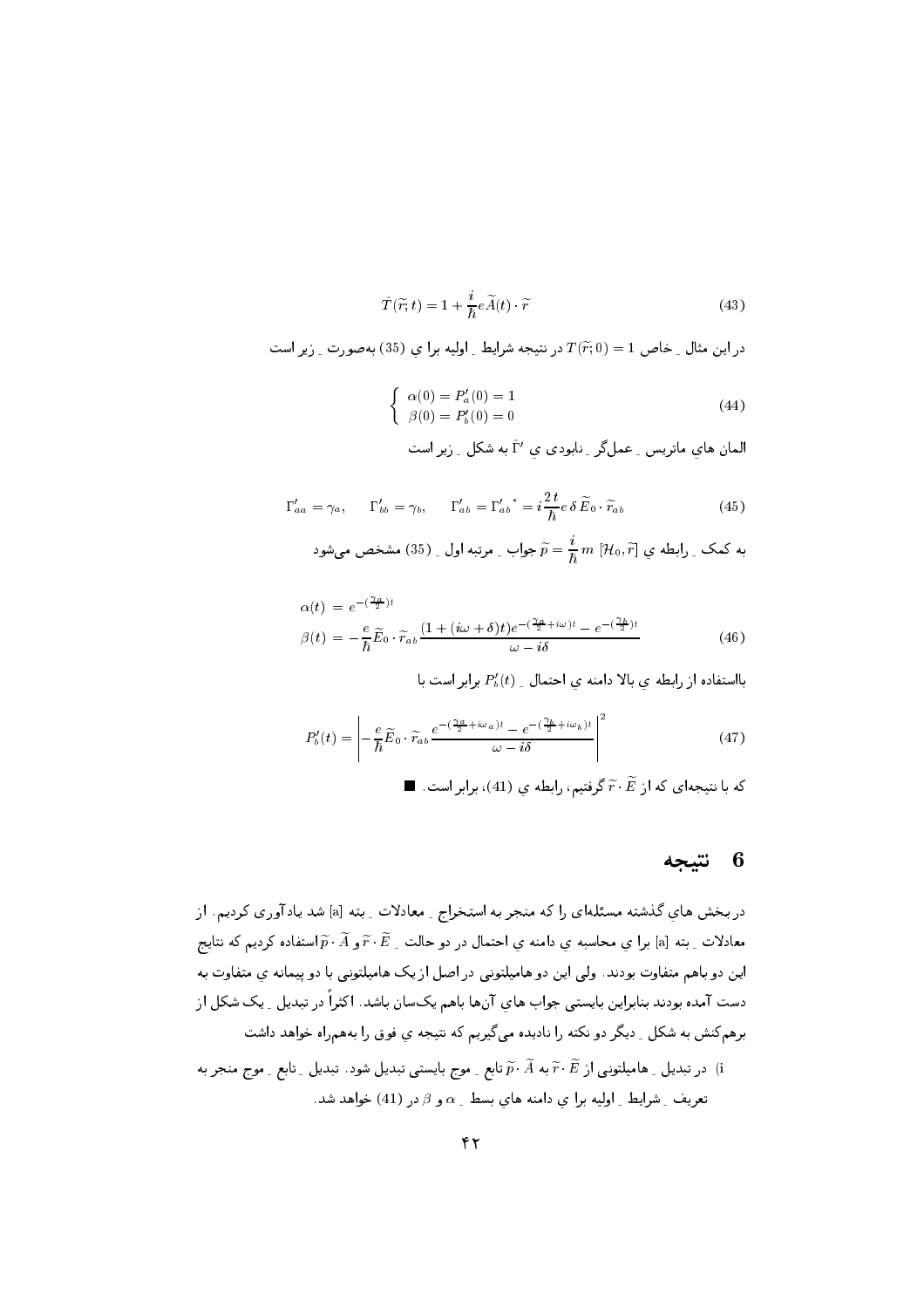$$\hat{T}(\widetilde{r};t) = 1 + \frac{i}{\hbar} e\widetilde{A}(t)\cdot\widetilde{r} \tag{43}$$

در این مثال ـ خاص $T(\widetilde{r};0) = 1$ در نتیجه شرایط ـ اولیه برا ی (35) به‌صورت ـ زیر است

$$\begin{cases} \alpha(0) = P'_a(0) = 1 \\ \beta(0) = P'_b(0) = 0 \end{cases} \tag{44}$$

المان هاي ماتريس ـ عملگر ـ نابودی ی $\hat{\Gamma}'$ به شکل ـ زیر است

$$\Gamma'_{aa} = \gamma_a, \qquad \Gamma'_{bb} = \gamma_b, \qquad \Gamma'_{ab} = {\Gamma'_{ab}}^* = i\frac{2\,t}{\hbar} e\,\delta\,\widetilde{E}_0\cdot\widetilde{r}_{ab} \tag{45}$$

به کمک ـ رابطه ی $\widetilde{p} = \frac{i}{\hbar}\, m\ [\mathcal{H}_0, \widetilde{r}]$ جواب ـ مرتبه اول ـ (35) مشخص می‌شود

$$\begin{aligned} \alpha(t) &= e^{-(\frac{\gamma_a}{2})t} \\ \beta(t) &= -\frac{e}{\hbar}\widetilde{E}_0\cdot\widetilde{r}_{ab}\frac{(1+(i\omega+\delta)t)e^{-(\frac{\gamma_a}{2}+i\omega)t} - e^{-(\frac{\gamma_b}{2})t}}{\omega - i\delta} \end{aligned} \tag{46}$$

بااستفاده از رابطه ی بالا دامنه ی احتمال ـ $P'_b(t)$ برابر است با

$$P'_b(t) = \left| -\frac{e}{\hbar}\widetilde{E}_0\cdot\widetilde{r}_{ab}\frac{e^{-(\frac{\gamma_a}{2}+i\omega_a)t} - e^{-(\frac{\gamma_b}{2}+i\omega_b)t}}{\omega - i\delta} \right|^2 \tag{47}$$

که با نتیجه‌ای که از $\widetilde{r}\cdot\widetilde{E}$ گرفتیم، رابطه ی (41)، برابر است. ■

## 6 نتیجه

در بخش هاي گذشته مسئله‌ای را که منجر به استخراج ـ معادلات ـ بته [a] شد یادآوری کردیم. از معادلات ـ بته [a] برا ی محاسبه ی دامنه ی احتمال در دو حالت ـ $\widetilde{r}\cdot\widetilde{E}$ و $\widetilde{p}\cdot\widetilde{A}$ استفاده کردیم که نتایج این دو باهم متفاوت بودند. ولی این دو هامیلتونی در اصل از یک هامیلتونی با دو پیمانه ی متفاوت به دست آمده بودند بنابراین بایستی جواب هاي آن‌ها باهم یک‌سان باشد. اکثراً در تبدیل ـ یک شکل از برهم‌کنش به شکل ـ دیگر دو نکته را نادیده می‌گیریم که نتیجه ی فوق را به‌همراه خواهد داشت

i) در تبدیل ـ هامیلتونی از $\widetilde{p}\cdot\widetilde{A}$ به $\widetilde{r}\cdot\widetilde{E}$ تابع ـ موج بایستی تبدیل شود. تبدیل ـ تابع ـ موج منجر به تعریف ـ شرایط ـ اولیه برا ی دامنه هاي بسط ـ $\alpha$ و $\beta$ در (41) خواهد شد.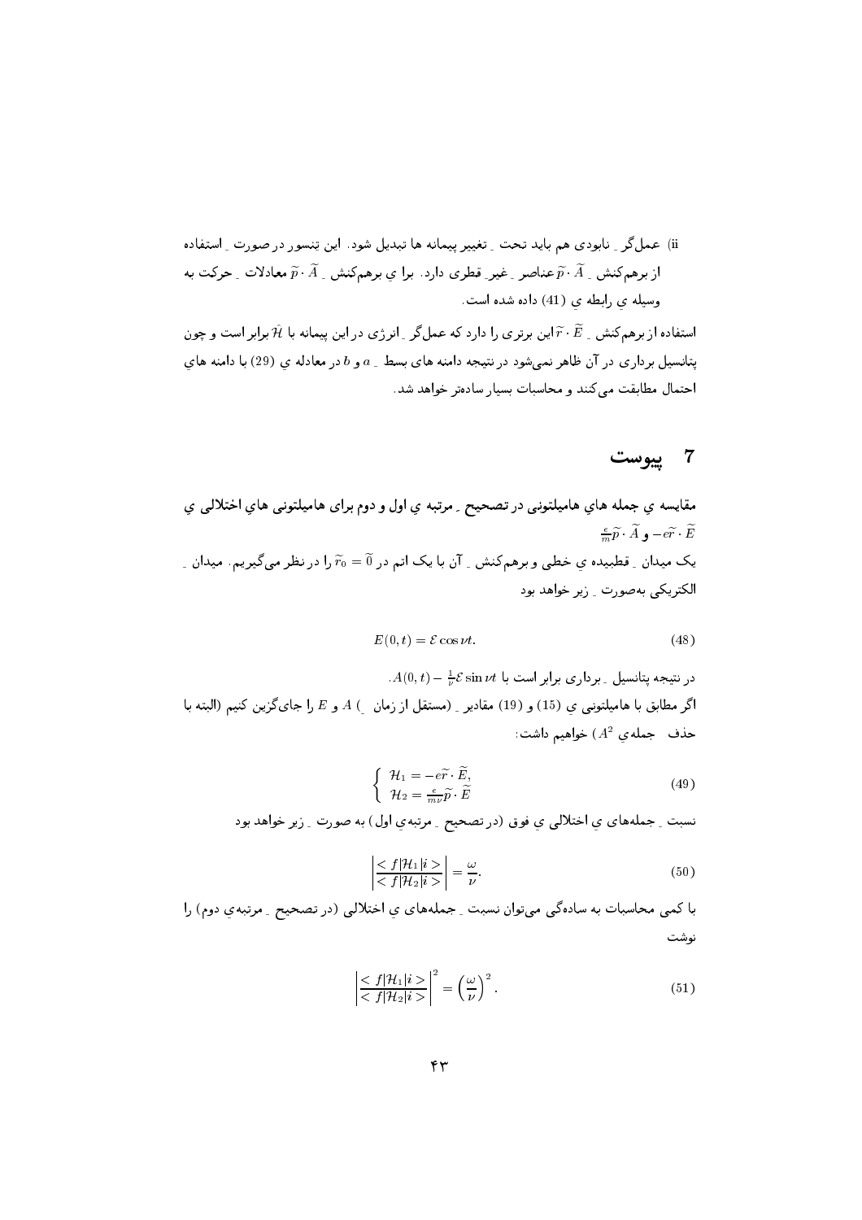ii) عملگر ِ نابودی هم باید تحت ِ تغییر پیمانه ها تبدیل شود. این تنسور در صورت ِ استفاده از برهم‌کنش ِ $\widetilde{p}\cdot\widetilde{A}$ عناصر ِ غیر ِ قطری دارد. برا ی برهم‌کنش ِ $\widetilde{p}\cdot\widetilde{A}$ معادلات ِ حرکت به وسیله ی رابطه ی (41) داده شده است.

استفاده از برهم‌کنش ِ $\widetilde{r}\cdot\widetilde{E}$ این برتری را دارد که عملگر ِ انرژی در این پیمانه با $\mathcal{H}$ برابر است و چون پتانسیل برداری در آن ظاهر نمی‌شود در نتیجه دامنه های بسط ِ $a$ و $b$ در معادله ی (29) با دامنه های احتمال مطابقت می‌کنند و محاسبات بسیار ساده‌تر خواهد شد.

# 7 پیوست

**مقایسه ی جمله های هامیلتونی در تصحیح ِ مرتبه ی اول و دوم برای هامیلتونی های اختلالی ی $\frac{e}{m}\widetilde{p}\cdot\widetilde{A}$ و $-e\widetilde{r}\cdot\widetilde{E}$**

یک میدان ِ قطبیده ی خطی و برهم‌کنش ِ آن با یک اتم در $\widetilde{r}_0=\widetilde{0}$ را در نظر می‌گیریم. میدان ِ الکتریکی به‌صورت ِ زیر خواهد بود

$$E(0,t)=\mathcal{E}\cos\nu t. \tag{48}$$

در نتیجه پتانسیل ِ برداری برابر است با $A(0,t)-\frac{1}{\nu}\mathcal{E}\sin\nu t$.

اگر مطابق با هامیلتونی ی (15) و (19) مقادیر ِ (مستقل از زمان ِ) $A$ و $E$ را جای‌گزین کنیم (البته با حذف جمله‌ی $A^2$) خواهیم داشت:

$$\begin{cases} \mathcal{H}_1=-e\widetilde{r}\cdot\widetilde{E}, \\ \mathcal{H}_2=\frac{e}{m\nu}\widetilde{p}\cdot\widetilde{E} \end{cases} \tag{49}$$

نسبت ِ جمله‌های ی اختلالی ی فوق (در تصحیح ِ مرتبه‌ی اول) به صورت ِ زیر خواهد بود

$$\left|\frac{<f|\mathcal{H}_1|i>}{<f|\mathcal{H}_2|i>}\right|=\frac{\omega}{\nu}. \tag{50}$$

با کمی محاسبات به سادگی می‌توان نسبت ِ جمله‌های ی اختلالی (در تصحیح ِ مرتبه‌ی دوم) را نوشت

$$\left|\frac{<f|\mathcal{H}_1|i>}{<f|\mathcal{H}_2|i>}\right|^2=\left(\frac{\omega}{\nu}\right)^2. \tag{51}$$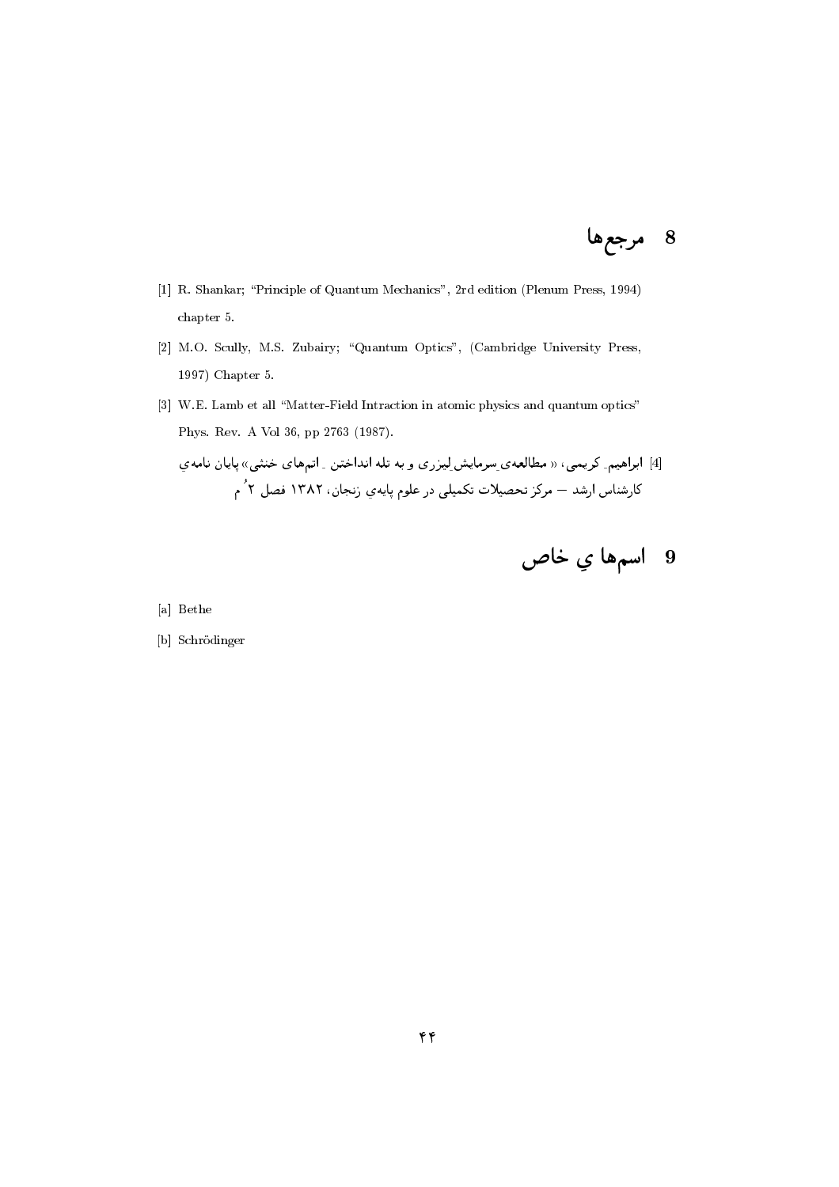## 8 مرجع‌ها

[1] R. Shankar; "Principle of Quantum Mechanics", 2rd edition (Plenum Press, 1994) chapter 5.

[2] M.O. Scully, M.S. Zubairy; "Quantum Optics", (Cambridge University Press, 1997) Chapter 5.

[3] W.E. Lamb et all "Matter-Field Intraction in atomic physics and quantum optics" Phys. Rev. A Vol 36, pp 2763 (1987).

[4] ابراهیم‌ِ کریمی، «مطالعه‌ی سرمایش‌ِلیزری و به تله انداختن‌ِ اتم‌های خنثی» پایان‌نامه‌ی کارشناس ارشد — مرکز تحصیلات تکمیلی در علوم پایه‌ی زنجان، ۱۳۸۲ فصل ۲ُ م

## 9 اسم‌ها یِ خاص

[a] Bethe

[b] Schrödinger